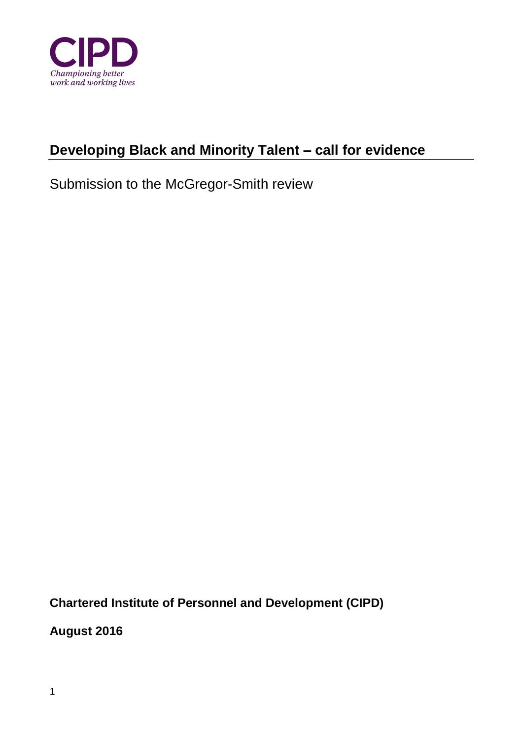CIPD

*Championing better work and working lives*

# Developing Black and Minority Talent – call for evidence

Submission to the McGregor-Smith review

**Chartered Institute of Personnel and Development (CIPD)**

**August 2016**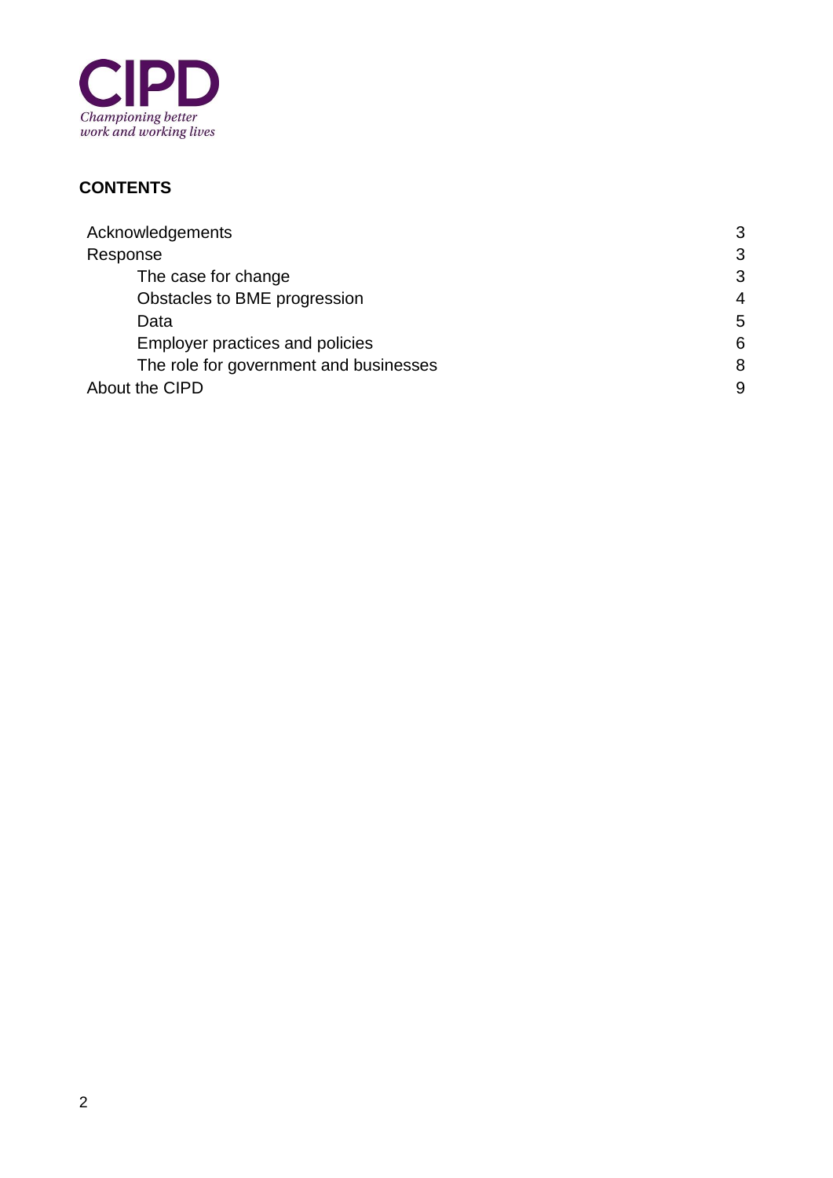**CONTENTS**

| | |
|---|---|
| Acknowledgements | 3 |
| Response | 3 |
| The case for change | 3 |
| Obstacles to BME progression | 4 |
| Data | 5 |
| Employer practices and policies | 6 |
| The role for government and businesses | 8 |
| About the CIPD | 9 |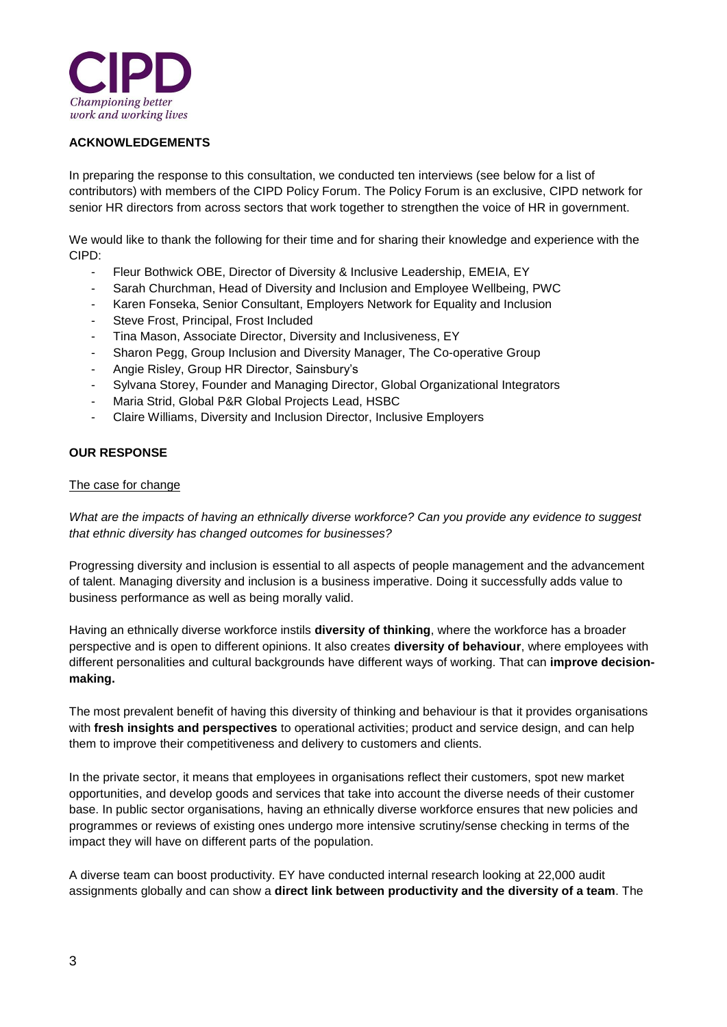**ACKNOWLEDGEMENTS**

In preparing the response to this consultation, we conducted ten interviews (see below for a list of contributors) with members of the CIPD Policy Forum. The Policy Forum is an exclusive, CIPD network for senior HR directors from across sectors that work together to strengthen the voice of HR in government.

We would like to thank the following for their time and for sharing their knowledge and experience with the CIPD:

- Fleur Bothwick OBE, Director of Diversity & Inclusive Leadership, EMEIA, EY
- Sarah Churchman, Head of Diversity and Inclusion and Employee Wellbeing, PWC
- Karen Fonseka, Senior Consultant, Employers Network for Equality and Inclusion
- Steve Frost, Principal, Frost Included
- Tina Mason, Associate Director, Diversity and Inclusiveness, EY
- Sharon Pegg, Group Inclusion and Diversity Manager, The Co-operative Group
- Angie Risley, Group HR Director, Sainsbury's
- Sylvana Storey, Founder and Managing Director, Global Organizational Integrators
- Maria Strid, Global P&R Global Projects Lead, HSBC
- Claire Williams, Diversity and Inclusion Director, Inclusive Employers

**OUR RESPONSE**

The case for change

*What are the impacts of having an ethnically diverse workforce? Can you provide any evidence to suggest that ethnic diversity has changed outcomes for businesses?*

Progressing diversity and inclusion is essential to all aspects of people management and the advancement of talent. Managing diversity and inclusion is a business imperative. Doing it successfully adds value to business performance as well as being morally valid.

Having an ethnically diverse workforce instils **diversity of thinking**, where the workforce has a broader perspective and is open to different opinions. It also creates **diversity of behaviour**, where employees with different personalities and cultural backgrounds have different ways of working. That can **improve decision-making.**

The most prevalent benefit of having this diversity of thinking and behaviour is that it provides organisations with **fresh insights and perspectives** to operational activities; product and service design, and can help them to improve their competitiveness and delivery to customers and clients.

In the private sector, it means that employees in organisations reflect their customers, spot new market opportunities, and develop goods and services that take into account the diverse needs of their customer base. In public sector organisations, having an ethnically diverse workforce ensures that new policies and programmes or reviews of existing ones undergo more intensive scrutiny/sense checking in terms of the impact they will have on different parts of the population.

A diverse team can boost productivity. EY have conducted internal research looking at 22,000 audit assignments globally and can show a **direct link between productivity and the diversity of a team**. The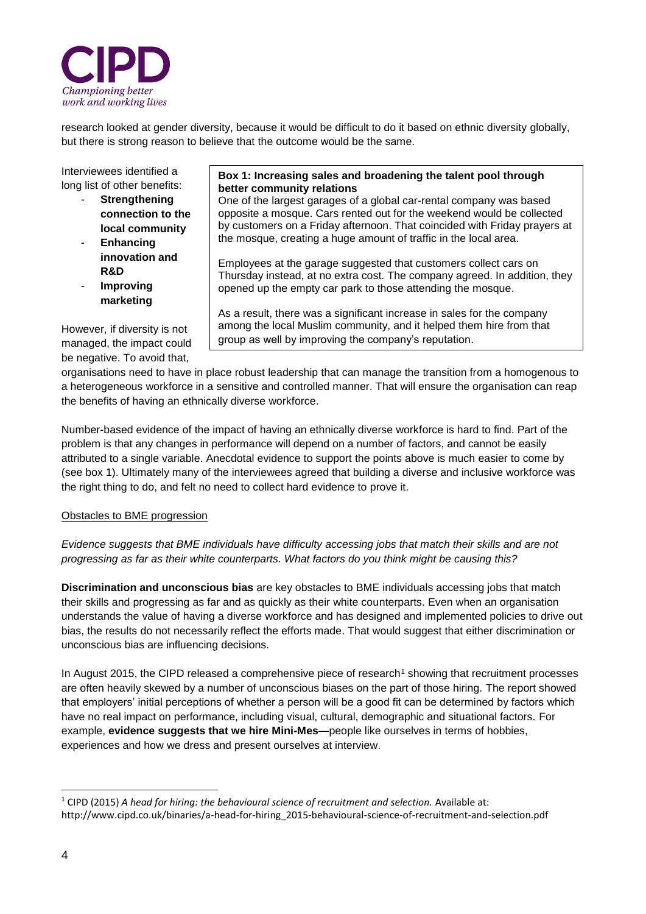research looked at gender diversity, because it would be difficult to do it based on ethnic diversity globally, but there is strong reason to believe that the outcome would be the same.

Interviewees identified a long list of other benefits:

- **Strengthening connection to the local community**
- **Enhancing innovation and R&D**
- **Improving marketing**

> **Box 1: Increasing sales and broadening the talent pool through better community relations**
>
> One of the largest garages of a global car-rental company was based opposite a mosque. Cars rented out for the weekend would be collected by customers on a Friday afternoon. That coincided with Friday prayers at the mosque, creating a huge amount of traffic in the local area.
>
> Employees at the garage suggested that customers collect cars on Thursday instead, at no extra cost. The company agreed. In addition, they opened up the empty car park to those attending the mosque.
>
> As a result, there was a significant increase in sales for the company among the local Muslim community, and it helped them hire from that group as well by improving the company's reputation.

However, if diversity is not managed, the impact could be negative. To avoid that, organisations need to have in place robust leadership that can manage the transition from a homogenous to a heterogeneous workforce in a sensitive and controlled manner. That will ensure the organisation can reap the benefits of having an ethnically diverse workforce.

Number-based evidence of the impact of having an ethnically diverse workforce is hard to find. Part of the problem is that any changes in performance will depend on a number of factors, and cannot be easily attributed to a single variable. Anecdotal evidence to support the points above is much easier to come by (see box 1). Ultimately many of the interviewees agreed that building a diverse and inclusive workforce was the right thing to do, and felt no need to collect hard evidence to prove it.

<u>Obstacles to BME progression</u>

*Evidence suggests that BME individuals have difficulty accessing jobs that match their skills and are not progressing as far as their white counterparts. What factors do you think might be causing this?*

**Discrimination and unconscious bias** are key obstacles to BME individuals accessing jobs that match their skills and progressing as far and as quickly as their white counterparts. Even when an organisation understands the value of having a diverse workforce and has designed and implemented policies to drive out bias, the results do not necessarily reflect the efforts made. That would suggest that either discrimination or unconscious bias are influencing decisions.

In August 2015, the CIPD released a comprehensive piece of research[1] showing that recruitment processes are often heavily skewed by a number of unconscious biases on the part of those hiring. The report showed that employers' initial perceptions of whether a person will be a good fit can be determined by factors which have no real impact on performance, including visual, cultural, demographic and situational factors. For example, **evidence suggests that we hire Mini-Mes**—people like ourselves in terms of hobbies, experiences and how we dress and present ourselves at interview.

---

[1] CIPD (2015) *A head for hiring: the behavioural science of recruitment and selection.* Available at: http://www.cipd.co.uk/binaries/a-head-for-hiring_2015-behavioural-science-of-recruitment-and-selection.pdf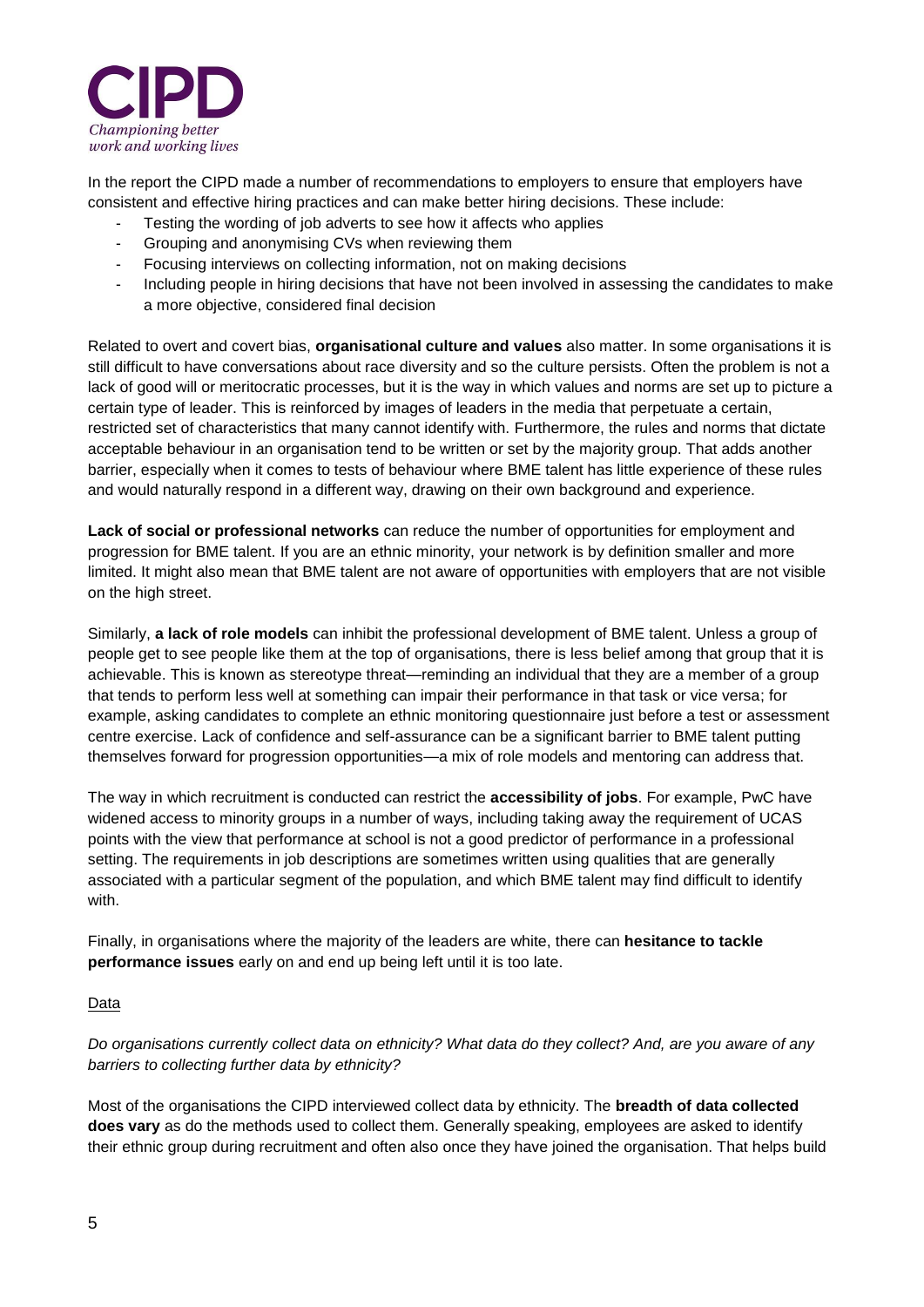In the report the CIPD made a number of recommendations to employers to ensure that employers have consistent and effective hiring practices and can make better hiring decisions. These include:

- Testing the wording of job adverts to see how it affects who applies
- Grouping and anonymising CVs when reviewing them
- Focusing interviews on collecting information, not on making decisions
- Including people in hiring decisions that have not been involved in assessing the candidates to make a more objective, considered final decision

Related to overt and covert bias, **organisational culture and values** also matter. In some organisations it is still difficult to have conversations about race diversity and so the culture persists. Often the problem is not a lack of good will or meritocratic processes, but it is the way in which values and norms are set up to picture a certain type of leader. This is reinforced by images of leaders in the media that perpetuate a certain, restricted set of characteristics that many cannot identify with. Furthermore, the rules and norms that dictate acceptable behaviour in an organisation tend to be written or set by the majority group. That adds another barrier, especially when it comes to tests of behaviour where BME talent has little experience of these rules and would naturally respond in a different way, drawing on their own background and experience.

**Lack of social or professional networks** can reduce the number of opportunities for employment and progression for BME talent. If you are an ethnic minority, your network is by definition smaller and more limited. It might also mean that BME talent are not aware of opportunities with employers that are not visible on the high street.

Similarly, **a lack of role models** can inhibit the professional development of BME talent. Unless a group of people get to see people like them at the top of organisations, there is less belief among that group that it is achievable. This is known as stereotype threat—reminding an individual that they are a member of a group that tends to perform less well at something can impair their performance in that task or vice versa; for example, asking candidates to complete an ethnic monitoring questionnaire just before a test or assessment centre exercise. Lack of confidence and self-assurance can be a significant barrier to BME talent putting themselves forward for progression opportunities—a mix of role models and mentoring can address that.

The way in which recruitment is conducted can restrict the **accessibility of jobs**. For example, PwC have widened access to minority groups in a number of ways, including taking away the requirement of UCAS points with the view that performance at school is not a good predictor of performance in a professional setting. The requirements in job descriptions are sometimes written using qualities that are generally associated with a particular segment of the population, and which BME talent may find difficult to identify with.

Finally, in organisations where the majority of the leaders are white, there can **hesitance to tackle performance issues** early on and end up being left until it is too late.

<u>Data</u>

*Do organisations currently collect data on ethnicity? What data do they collect? And, are you aware of any barriers to collecting further data by ethnicity?*

Most of the organisations the CIPD interviewed collect data by ethnicity. The **breadth of data collected does vary** as do the methods used to collect them. Generally speaking, employees are asked to identify their ethnic group during recruitment and often also once they have joined the organisation. That helps build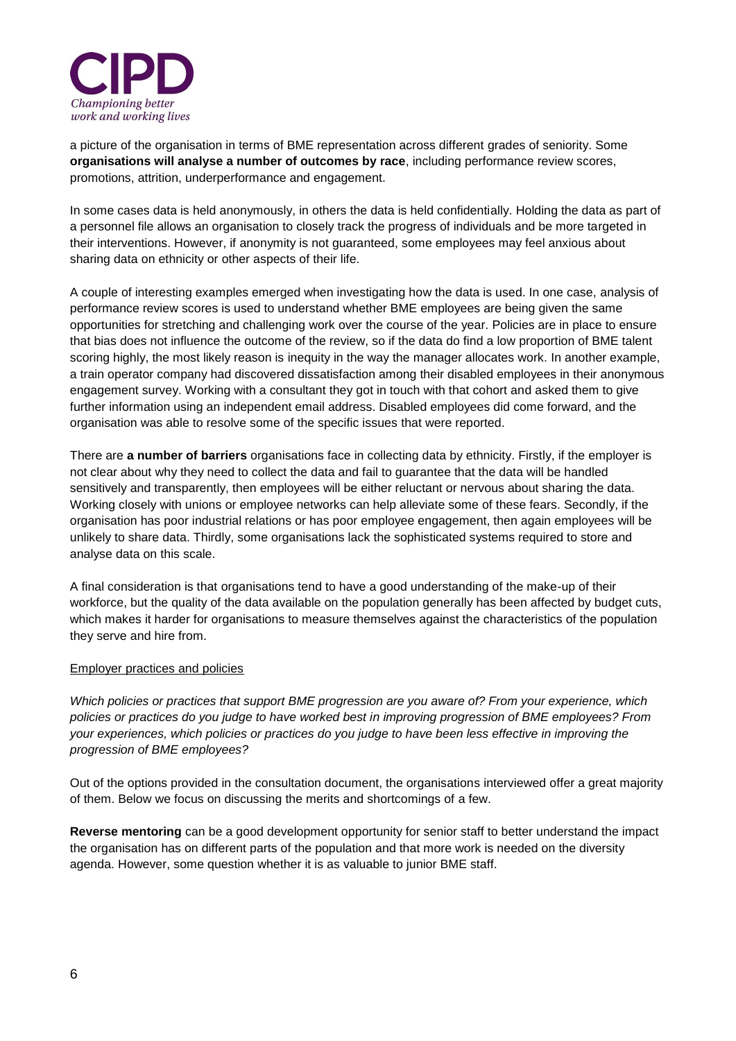a picture of the organisation in terms of BME representation across different grades of seniority. Some **organisations will analyse a number of outcomes by race**, including performance review scores, promotions, attrition, underperformance and engagement.

In some cases data is held anonymously, in others the data is held confidentially. Holding the data as part of a personnel file allows an organisation to closely track the progress of individuals and be more targeted in their interventions. However, if anonymity is not guaranteed, some employees may feel anxious about sharing data on ethnicity or other aspects of their life.

A couple of interesting examples emerged when investigating how the data is used. In one case, analysis of performance review scores is used to understand whether BME employees are being given the same opportunities for stretching and challenging work over the course of the year. Policies are in place to ensure that bias does not influence the outcome of the review, so if the data do find a low proportion of BME talent scoring highly, the most likely reason is inequity in the way the manager allocates work. In another example, a train operator company had discovered dissatisfaction among their disabled employees in their anonymous engagement survey. Working with a consultant they got in touch with that cohort and asked them to give further information using an independent email address. Disabled employees did come forward, and the organisation was able to resolve some of the specific issues that were reported.

There are **a number of barriers** organisations face in collecting data by ethnicity. Firstly, if the employer is not clear about why they need to collect the data and fail to guarantee that the data will be handled sensitively and transparently, then employees will be either reluctant or nervous about sharing the data. Working closely with unions or employee networks can help alleviate some of these fears. Secondly, if the organisation has poor industrial relations or has poor employee engagement, then again employees will be unlikely to share data. Thirdly, some organisations lack the sophisticated systems required to store and analyse data on this scale.

A final consideration is that organisations tend to have a good understanding of the make-up of their workforce, but the quality of the data available on the population generally has been affected by budget cuts, which makes it harder for organisations to measure themselves against the characteristics of the population they serve and hire from.

<u>Employer practices and policies</u>

*Which policies or practices that support BME progression are you aware of? From your experience, which policies or practices do you judge to have worked best in improving progression of BME employees? From your experiences, which policies or practices do you judge to have been less effective in improving the progression of BME employees?*

Out of the options provided in the consultation document, the organisations interviewed offer a great majority of them. Below we focus on discussing the merits and shortcomings of a few.

**Reverse mentoring** can be a good development opportunity for senior staff to better understand the impact the organisation has on different parts of the population and that more work is needed on the diversity agenda. However, some question whether it is as valuable to junior BME staff.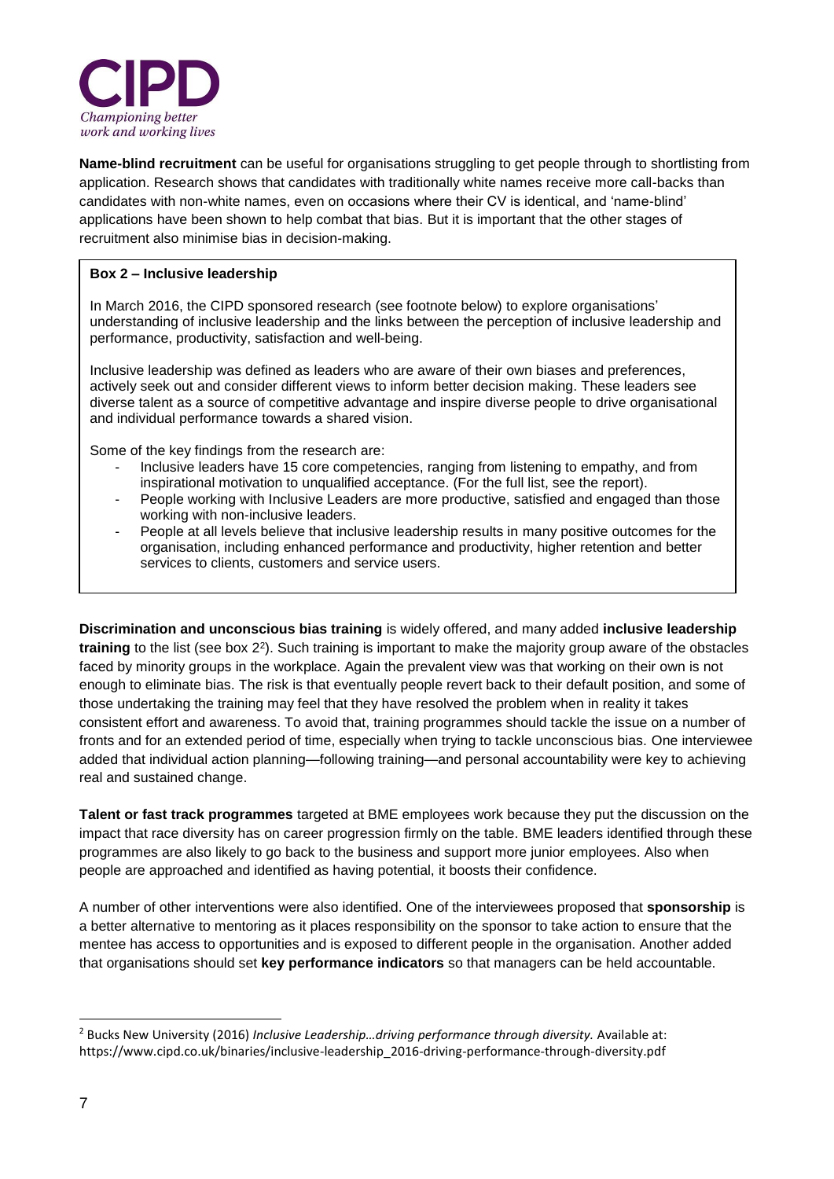**Name-blind recruitment** can be useful for organisations struggling to get people through to shortlisting from application. Research shows that candidates with traditionally white names receive more call-backs than candidates with non-white names, even on occasions where their CV is identical, and 'name-blind' applications have been shown to help combat that bias. But it is important that the other stages of recruitment also minimise bias in decision-making.

> **Box 2 – Inclusive leadership**
>
> In March 2016, the CIPD sponsored research (see footnote below) to explore organisations' understanding of inclusive leadership and the links between the perception of inclusive leadership and performance, productivity, satisfaction and well-being.
>
> Inclusive leadership was defined as leaders who are aware of their own biases and preferences, actively seek out and consider different views to inform better decision making. These leaders see diverse talent as a source of competitive advantage and inspire diverse people to drive organisational and individual performance towards a shared vision.
>
> Some of the key findings from the research are:
>
> - Inclusive leaders have 15 core competencies, ranging from listening to empathy, and from inspirational motivation to unqualified acceptance. (For the full list, see the report).
> - People working with Inclusive Leaders are more productive, satisfied and engaged than those working with non-inclusive leaders.
> - People at all levels believe that inclusive leadership results in many positive outcomes for the organisation, including enhanced performance and productivity, higher retention and better services to clients, customers and service users.

**Discrimination and unconscious bias training** is widely offered, and many added **inclusive leadership training** to the list (see box 2[2]). Such training is important to make the majority group aware of the obstacles faced by minority groups in the workplace. Again the prevalent view was that working on their own is not enough to eliminate bias. The risk is that eventually people revert back to their default position, and some of those undertaking the training may feel that they have resolved the problem when in reality it takes consistent effort and awareness. To avoid that, training programmes should tackle the issue on a number of fronts and for an extended period of time, especially when trying to tackle unconscious bias. One interviewee added that individual action planning—following training—and personal accountability were key to achieving real and sustained change.

**Talent or fast track programmes** targeted at BME employees work because they put the discussion on the impact that race diversity has on career progression firmly on the table. BME leaders identified through these programmes are also likely to go back to the business and support more junior employees. Also when people are approached and identified as having potential, it boosts their confidence.

A number of other interventions were also identified. One of the interviewees proposed that **sponsorship** is a better alternative to mentoring as it places responsibility on the sponsor to take action to ensure that the mentee has access to opportunities and is exposed to different people in the organisation. Another added that organisations should set **key performance indicators** so that managers can be held accountable.

---

[2] Bucks New University (2016) *Inclusive Leadership…driving performance through diversity.* Available at: https://www.cipd.co.uk/binaries/inclusive-leadership_2016-driving-performance-through-diversity.pdf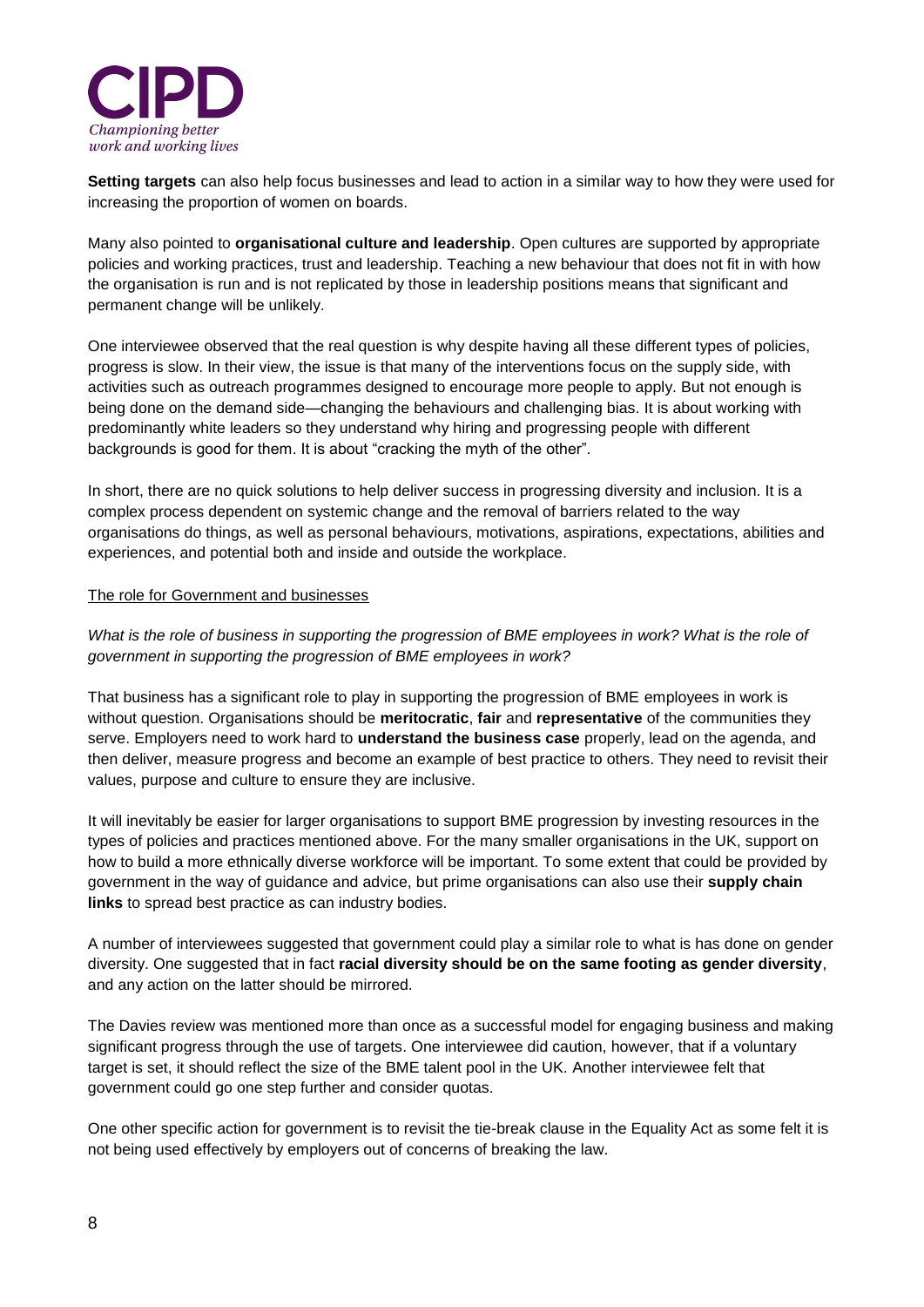**Setting targets** can also help focus businesses and lead to action in a similar way to how they were used for increasing the proportion of women on boards.

Many also pointed to **organisational culture and leadership**. Open cultures are supported by appropriate policies and working practices, trust and leadership. Teaching a new behaviour that does not fit in with how the organisation is run and is not replicated by those in leadership positions means that significant and permanent change will be unlikely.

One interviewee observed that the real question is why despite having all these different types of policies, progress is slow. In their view, the issue is that many of the interventions focus on the supply side, with activities such as outreach programmes designed to encourage more people to apply. But not enough is being done on the demand side—changing the behaviours and challenging bias. It is about working with predominantly white leaders so they understand why hiring and progressing people with different backgrounds is good for them. It is about "cracking the myth of the other".

In short, there are no quick solutions to help deliver success in progressing diversity and inclusion. It is a complex process dependent on systemic change and the removal of barriers related to the way organisations do things, as well as personal behaviours, motivations, aspirations, expectations, abilities and experiences, and potential both and inside and outside the workplace.

<u>The role for Government and businesses</u>

*What is the role of business in supporting the progression of BME employees in work? What is the role of government in supporting the progression of BME employees in work?*

That business has a significant role to play in supporting the progression of BME employees in work is without question. Organisations should be **meritocratic**, **fair** and **representative** of the communities they serve. Employers need to work hard to **understand the business case** properly, lead on the agenda, and then deliver, measure progress and become an example of best practice to others. They need to revisit their values, purpose and culture to ensure they are inclusive.

It will inevitably be easier for larger organisations to support BME progression by investing resources in the types of policies and practices mentioned above. For the many smaller organisations in the UK, support on how to build a more ethnically diverse workforce will be important. To some extent that could be provided by government in the way of guidance and advice, but prime organisations can also use their **supply chain links** to spread best practice as can industry bodies.

A number of interviewees suggested that government could play a similar role to what is has done on gender diversity. One suggested that in fact **racial diversity should be on the same footing as gender diversity**, and any action on the latter should be mirrored.

The Davies review was mentioned more than once as a successful model for engaging business and making significant progress through the use of targets. One interviewee did caution, however, that if a voluntary target is set, it should reflect the size of the BME talent pool in the UK. Another interviewee felt that government could go one step further and consider quotas.

One other specific action for government is to revisit the tie-break clause in the Equality Act as some felt it is not being used effectively by employers out of concerns of breaking the law.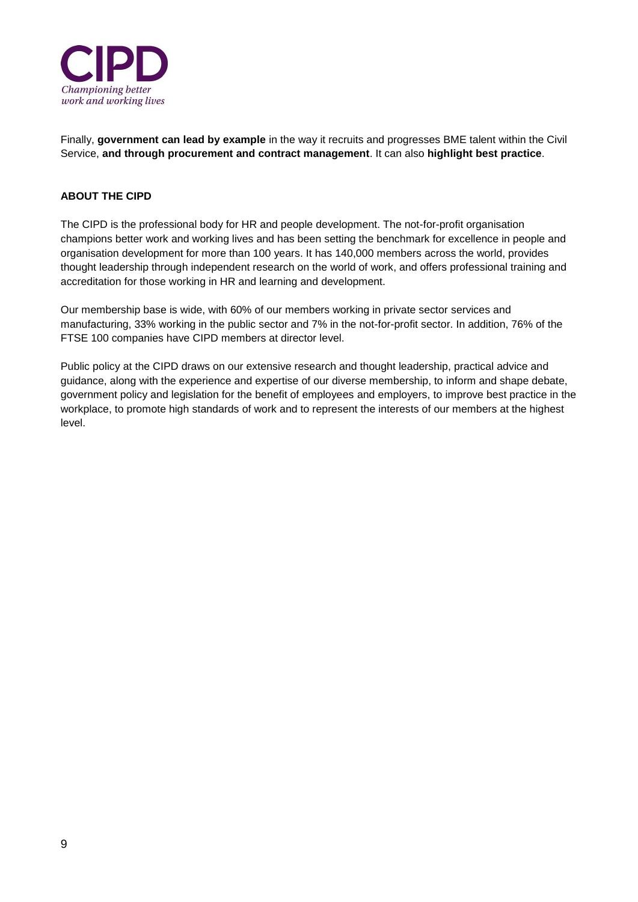Finally, **government can lead by example** in the way it recruits and progresses BME talent within the Civil Service, **and through procurement and contract management**. It can also **highlight best practice**.

## ABOUT THE CIPD

The CIPD is the professional body for HR and people development. The not-for-profit organisation champions better work and working lives and has been setting the benchmark for excellence in people and organisation development for more than 100 years. It has 140,000 members across the world, provides thought leadership through independent research on the world of work, and offers professional training and accreditation for those working in HR and learning and development.

Our membership base is wide, with 60% of our members working in private sector services and manufacturing, 33% working in the public sector and 7% in the not-for-profit sector. In addition, 76% of the FTSE 100 companies have CIPD members at director level.

Public policy at the CIPD draws on our extensive research and thought leadership, practical advice and guidance, along with the experience and expertise of our diverse membership, to inform and shape debate, government policy and legislation for the benefit of employees and employers, to improve best practice in the workplace, to promote high standards of work and to represent the interests of our members at the highest level.